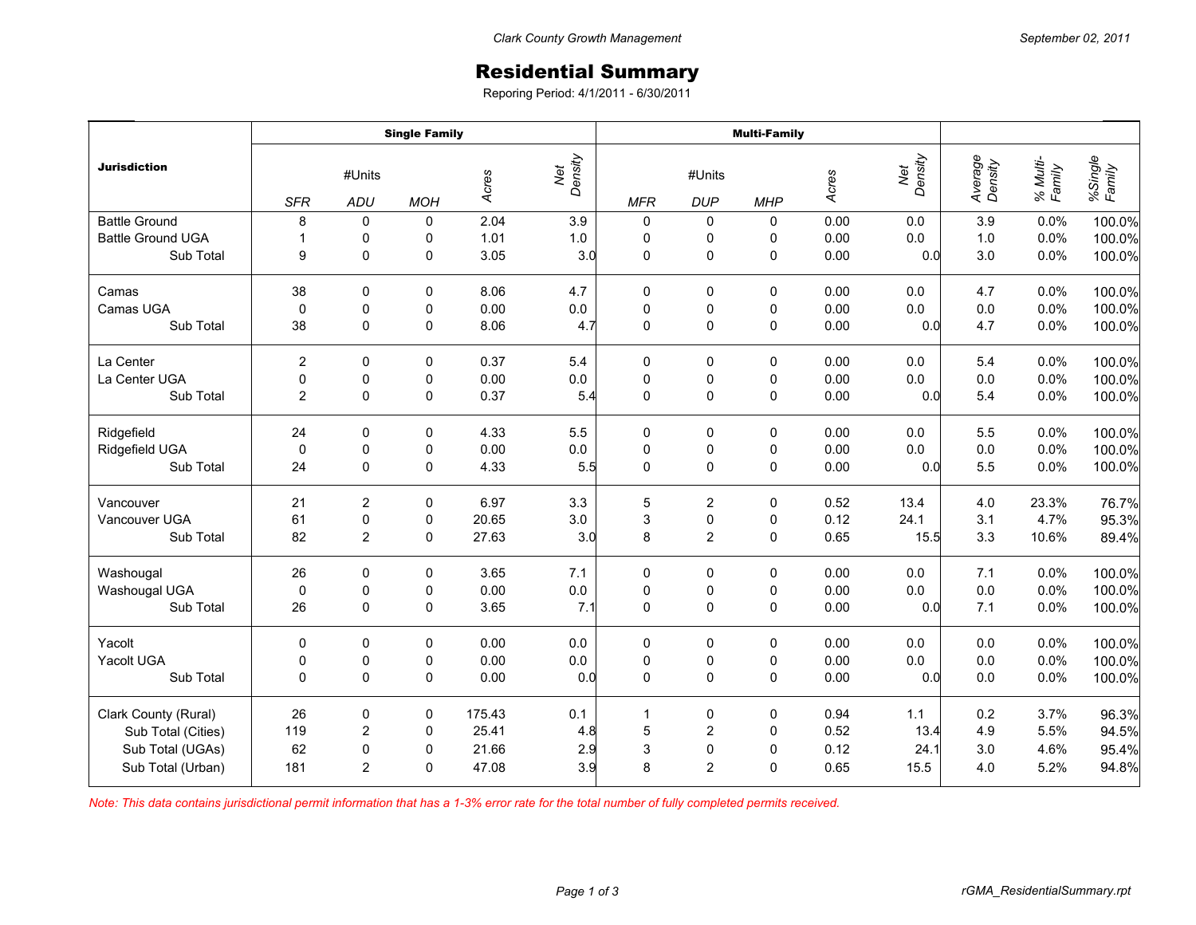Clark County Growth Management

September 02, 2011

# Residential Summary

Reporing Period: 4/1/2011 - 6/30/2011

| Jurisdiction | Single Family | | | | | Multi-Family | | | | | | | |
|---|---|---|---|---|---|---|---|---|---|---|---|---|---|
| | #Units | | | Acres | Net Density | #Units | | | Acres | Net Density | Average Density | % Multi-Family | %Single Family |
| | SFR | ADU | MOH | | | MFR | DUP | MHP | | | | | |
| Battle Ground | 8 | 0 | 0 | 2.04 | 3.9 | 0 | 0 | 0 | 0.00 | 0.0 | 3.9 | 0.0% | 100.0% |
| Battle Ground UGA | 1 | 0 | 0 | 1.01 | 1.0 | 0 | 0 | 0 | 0.00 | 0.0 | 1.0 | 0.0% | 100.0% |
| Sub Total | 9 | 0 | 0 | 3.05 | 3.0 | 0 | 0 | 0 | 0.00 | 0.0 | 3.0 | 0.0% | 100.0% |
| Camas | 38 | 0 | 0 | 8.06 | 4.7 | 0 | 0 | 0 | 0.00 | 0.0 | 4.7 | 0.0% | 100.0% |
| Camas UGA | 0 | 0 | 0 | 0.00 | 0.0 | 0 | 0 | 0 | 0.00 | 0.0 | 0.0 | 0.0% | 100.0% |
| Sub Total | 38 | 0 | 0 | 8.06 | 4.7 | 0 | 0 | 0 | 0.00 | 0.0 | 4.7 | 0.0% | 100.0% |
| La Center | 2 | 0 | 0 | 0.37 | 5.4 | 0 | 0 | 0 | 0.00 | 0.0 | 5.4 | 0.0% | 100.0% |
| La Center UGA | 0 | 0 | 0 | 0.00 | 0.0 | 0 | 0 | 0 | 0.00 | 0.0 | 0.0 | 0.0% | 100.0% |
| Sub Total | 2 | 0 | 0 | 0.37 | 5.4 | 0 | 0 | 0 | 0.00 | 0.0 | 5.4 | 0.0% | 100.0% |
| Ridgefield | 24 | 0 | 0 | 4.33 | 5.5 | 0 | 0 | 0 | 0.00 | 0.0 | 5.5 | 0.0% | 100.0% |
| Ridgefield UGA | 0 | 0 | 0 | 0.00 | 0.0 | 0 | 0 | 0 | 0.00 | 0.0 | 0.0 | 0.0% | 100.0% |
| Sub Total | 24 | 0 | 0 | 4.33 | 5.5 | 0 | 0 | 0 | 0.00 | 0.0 | 5.5 | 0.0% | 100.0% |
| Vancouver | 21 | 2 | 0 | 6.97 | 3.3 | 5 | 2 | 0 | 0.52 | 13.4 | 4.0 | 23.3% | 76.7% |
| Vancouver UGA | 61 | 0 | 0 | 20.65 | 3.0 | 3 | 0 | 0 | 0.12 | 24.1 | 3.1 | 4.7% | 95.3% |
| Sub Total | 82 | 2 | 0 | 27.63 | 3.0 | 8 | 2 | 0 | 0.65 | 15.5 | 3.3 | 10.6% | 89.4% |
| Washougal | 26 | 0 | 0 | 3.65 | 7.1 | 0 | 0 | 0 | 0.00 | 0.0 | 7.1 | 0.0% | 100.0% |
| Washougal UGA | 0 | 0 | 0 | 0.00 | 0.0 | 0 | 0 | 0 | 0.00 | 0.0 | 0.0 | 0.0% | 100.0% |
| Sub Total | 26 | 0 | 0 | 3.65 | 7.1 | 0 | 0 | 0 | 0.00 | 0.0 | 7.1 | 0.0% | 100.0% |
| Yacolt | 0 | 0 | 0 | 0.00 | 0.0 | 0 | 0 | 0 | 0.00 | 0.0 | 0.0 | 0.0% | 100.0% |
| Yacolt UGA | 0 | 0 | 0 | 0.00 | 0.0 | 0 | 0 | 0 | 0.00 | 0.0 | 0.0 | 0.0% | 100.0% |
| Sub Total | 0 | 0 | 0 | 0.00 | 0.0 | 0 | 0 | 0 | 0.00 | 0.0 | 0.0 | 0.0% | 100.0% |
| Clark County (Rural) | 26 | 0 | 0 | 175.43 | 0.1 | 1 | 0 | 0 | 0.94 | 1.1 | 0.2 | 3.7% | 96.3% |
| Sub Total (Cities) | 119 | 2 | 0 | 25.41 | 4.8 | 5 | 2 | 0 | 0.52 | 13.4 | 4.9 | 5.5% | 94.5% |
| Sub Total (UGAs) | 62 | 0 | 0 | 21.66 | 2.9 | 3 | 0 | 0 | 0.12 | 24.1 | 3.0 | 4.6% | 95.4% |
| Sub Total (Urban) | 181 | 2 | 0 | 47.08 | 3.9 | 8 | 2 | 0 | 0.65 | 15.5 | 4.0 | 5.2% | 94.8% |

*Note: This data contains jurisdictional permit information that has a 1-3% error rate for the total number of fully completed permits received.*

rGMA_ResidentialSummary.rpt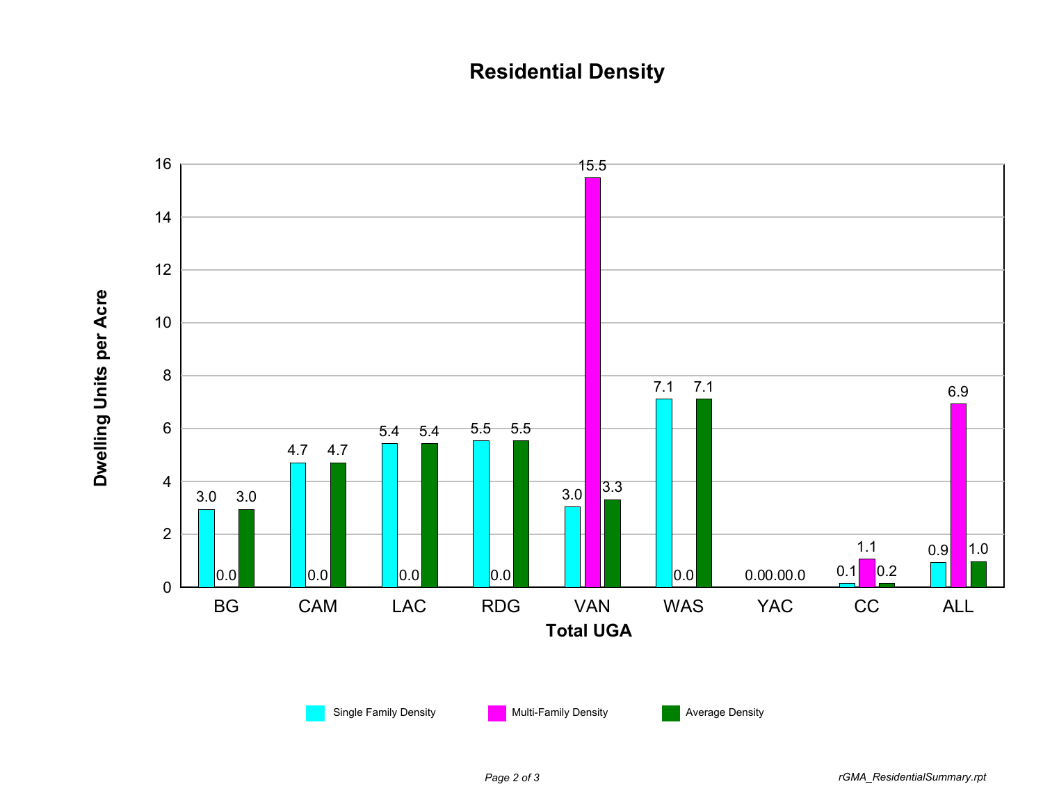# Residential Density

| Total UGA | Single Family Density | Multi-Family Density | Average Density |
|---|---|---|---|
| BG | 3.0 | 0.0 | 3.0 |
| CAM | 4.7 | 0.0 | 4.7 |
| LAC | 5.4 | 0.0 | 5.4 |
| RDG | 5.5 | 0.0 | 5.5 |
| VAN | 3.0 | 15.5 | 3.3 |
| WAS | 7.1 | 0.0 | 7.1 |
| YAC | 0.0 | 0.0 | 0.0 |
| CC | 0.1 | 1.1 | 0.2 |
| ALL | 0.9 | 6.9 | 1.0 |

Dwelling Units per Acre

*rGMA_ResidentialSummary.rpt*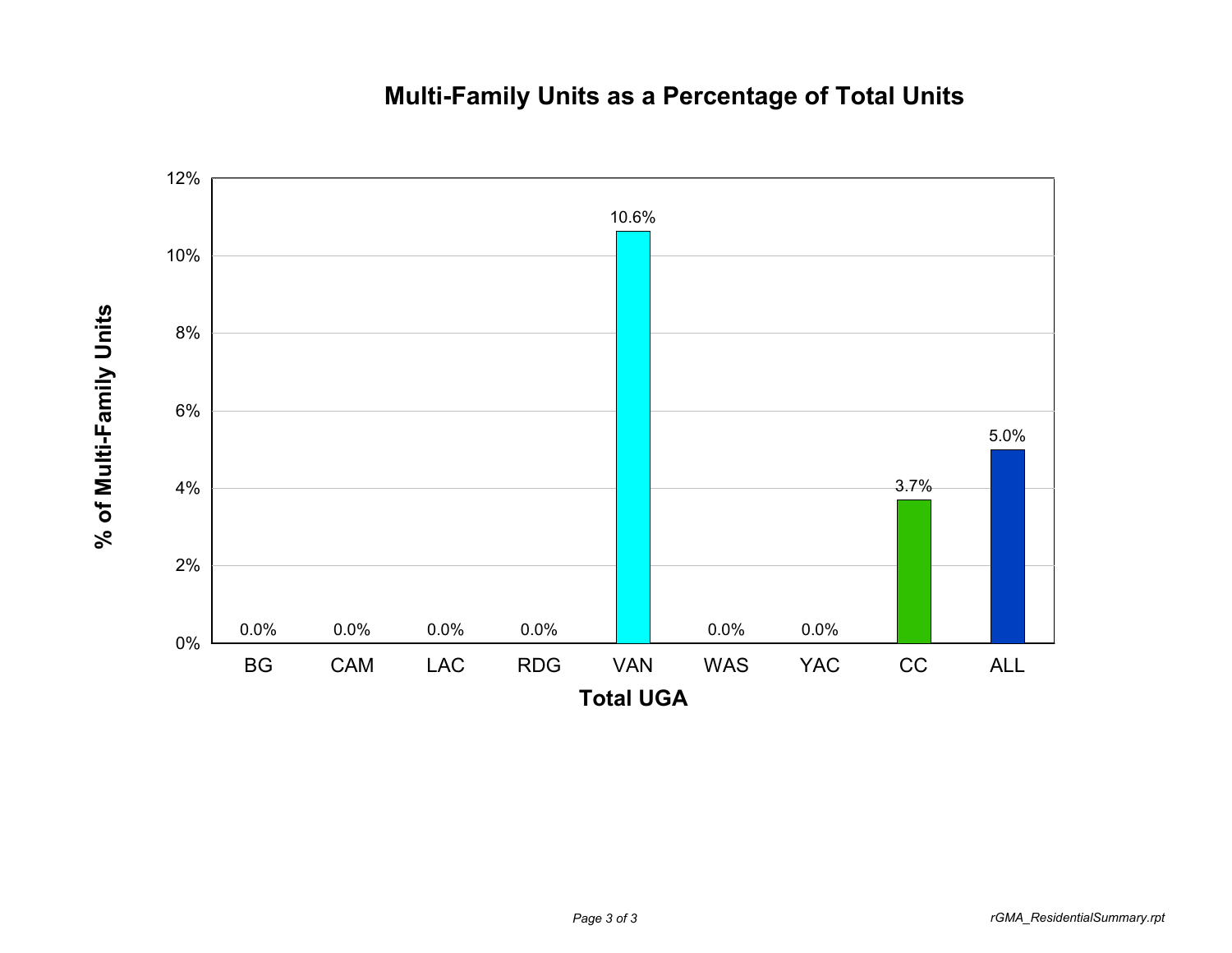## Multi-Family Units as a Percentage of Total Units

% of Multi-Family Units

12%
10%
8%
6%
4%
2%
0%

0.0%
0.0%
0.0%
0.0%
10.6%
0.0%
0.0%
3.7%
5.0%

BG CAM LAC RDG VAN WAS YAC CC ALL

**Total UGA**

*rGMA_ResidentialSummary.rpt*